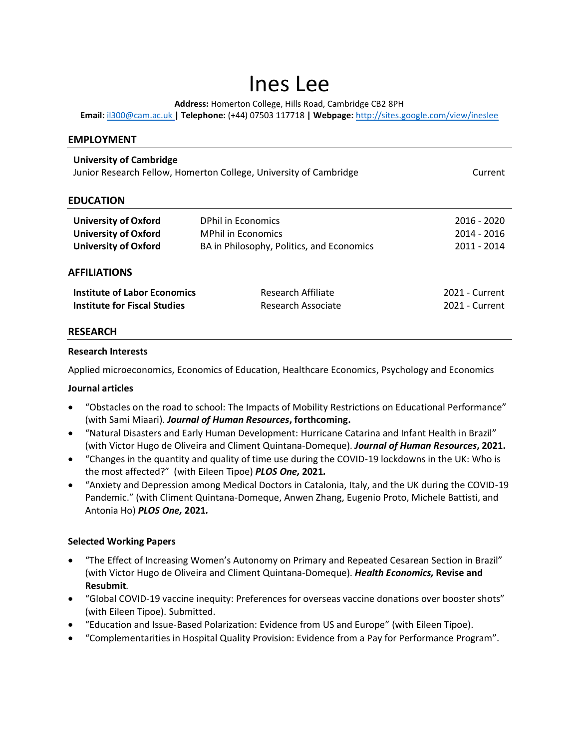# Ines Lee

**Address:** Homerton College, Hills Road, Cambridge CB2 8PH
**Email:** il300@cam.ac.uk **|** **Telephone:** (+44) 07503 117718 **|** **Webpage:** http://sites.google.com/view/ineslee

## EMPLOYMENT

**University of Cambridge**
Junior Research Fellow, Homerton College, University of Cambridge — Current

## EDUCATION

| | | |
|---|---|---|
| **University of Oxford** | DPhil in Economics | 2016 - 2020 |
| **University of Oxford** | MPhil in Economics | 2014 - 2016 |
| **University of Oxford** | BA in Philosophy, Politics, and Economics | 2011 - 2014 |

## AFFILIATIONS

| | | |
|---|---|---|
| **Institute of Labor Economics** | Research Affiliate | 2021 - Current |
| **Institute for Fiscal Studies** | Research Associate | 2021 - Current |

## RESEARCH

**Research Interests**

Applied microeconomics, Economics of Education, Healthcare Economics, Psychology and Economics

**Journal articles**

- "Obstacles on the road to school: The Impacts of Mobility Restrictions on Educational Performance" (with Sami Miaari). ***Journal of Human Resources*****, forthcoming.**
- "Natural Disasters and Early Human Development: Hurricane Catarina and Infant Health in Brazil" (with Victor Hugo de Oliveira and Climent Quintana-Domeque). ***Journal of Human Resources*****, 2021.**
- "Changes in the quantity and quality of time use during the COVID-19 lockdowns in the UK: Who is the most affected?" (with Eileen Tipoe) ***PLOS One,*** **2021.**
- "Anxiety and Depression among Medical Doctors in Catalonia, Italy, and the UK during the COVID-19 Pandemic." (with Climent Quintana-Domeque, Anwen Zhang, Eugenio Proto, Michele Battisti, and Antonia Ho) ***PLOS One,*** **2021.**

**Selected Working Papers**

- "The Effect of Increasing Women's Autonomy on Primary and Repeated Cesarean Section in Brazil" (with Victor Hugo de Oliveira and Climent Quintana-Domeque). ***Health Economics,*** **Revise and Resubmit**.
- "Global COVID-19 vaccine inequity: Preferences for overseas vaccine donations over booster shots" (with Eileen Tipoe). Submitted.
- "Education and Issue-Based Polarization: Evidence from US and Europe" (with Eileen Tipoe).
- "Complementarities in Hospital Quality Provision: Evidence from a Pay for Performance Program".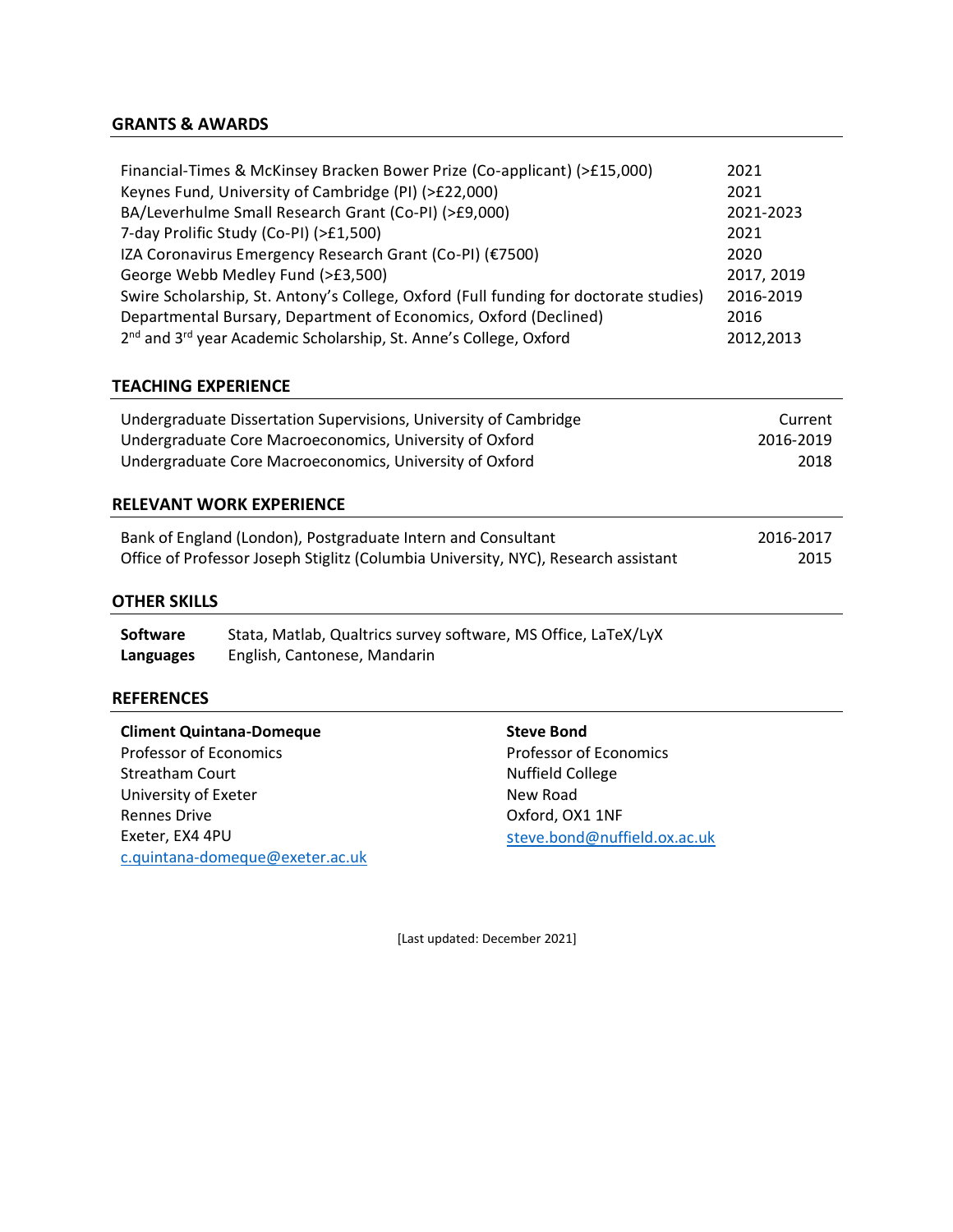## GRANTS & AWARDS

| | |
|---|---|
| Financial-Times & McKinsey Bracken Bower Prize (Co-applicant) (>£15,000) | 2021 |
| Keynes Fund, University of Cambridge (PI) (>£22,000) | 2021 |
| BA/Leverhulme Small Research Grant (Co-PI) (>£9,000) | 2021-2023 |
| 7-day Prolific Study (Co-PI) (>£1,500) | 2021 |
| IZA Coronavirus Emergency Research Grant (Co-PI) (€7500) | 2020 |
| George Webb Medley Fund (>£3,500) | 2017, 2019 |
| Swire Scholarship, St. Antony's College, Oxford (Full funding for doctorate studies) | 2016-2019 |
| Departmental Bursary, Department of Economics, Oxford (Declined) | 2016 |
| 2nd and 3rd year Academic Scholarship, St. Anne's College, Oxford | 2012,2013 |

## TEACHING EXPERIENCE

| | |
|---|---|
| Undergraduate Dissertation Supervisions, University of Cambridge | Current |
| Undergraduate Core Macroeconomics, University of Oxford | 2016-2019 |
| Undergraduate Core Macroeconomics, University of Oxford | 2018 |

## RELEVANT WORK EXPERIENCE

| | |
|---|---|
| Bank of England (London), Postgraduate Intern and Consultant | 2016-2017 |
| Office of Professor Joseph Stiglitz (Columbia University, NYC), Research assistant | 2015 |

## OTHER SKILLS

**Software** Stata, Matlab, Qualtrics survey software, MS Office, LaTeX/LyX

**Languages** English, Cantonese, Mandarin

## REFERENCES

**Climent Quintana-Domeque**
Professor of Economics
Streatham Court
University of Exeter
Rennes Drive
Exeter, EX4 4PU
c.quintana-domeque@exeter.ac.uk

**Steve Bond**
Professor of Economics
Nuffield College
New Road
Oxford, OX1 1NF
steve.bond@nuffield.ox.ac.uk

[Last updated: December 2021]